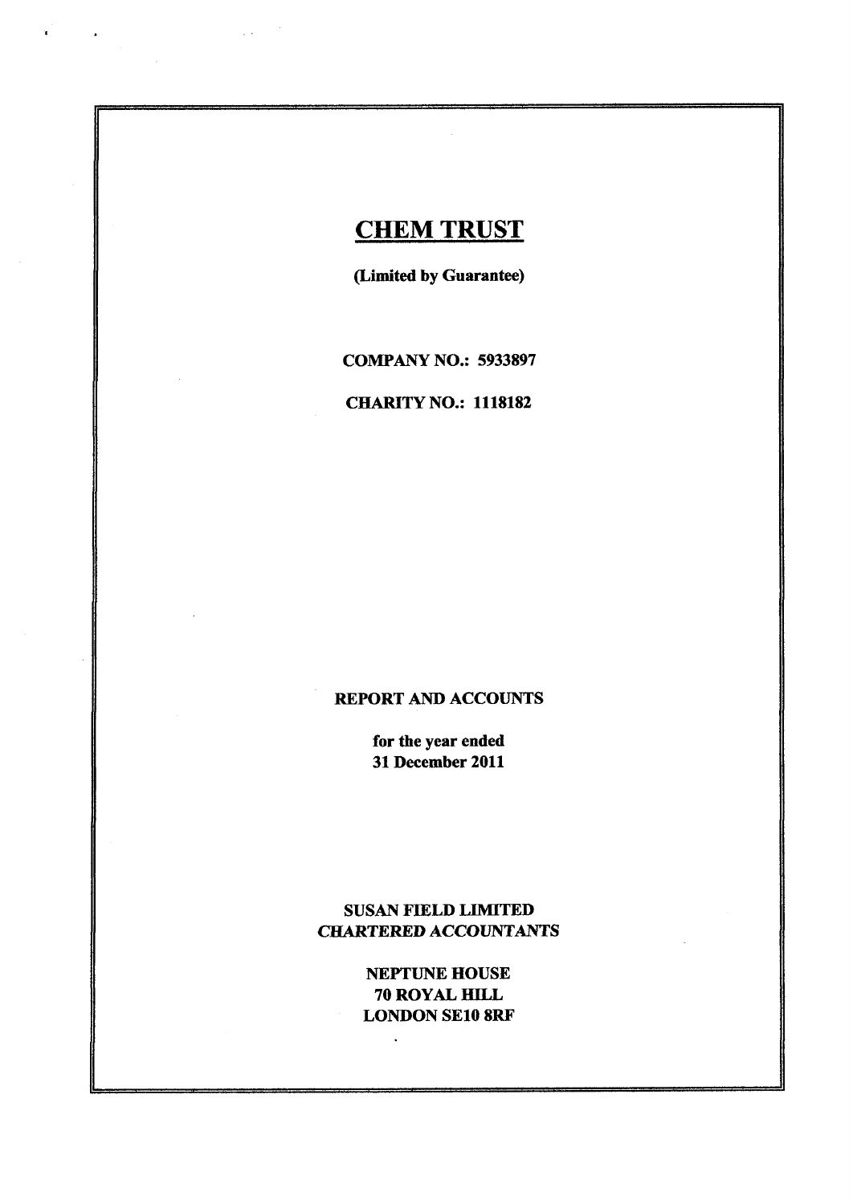# CHEM TRUST

**(Limited by Guarantee)**

**COMPANY NO.: 5933897**

**CHARITY NO.: 1118182**

**REPORT AND ACCOUNTS**

**for the year ended**
**31 December 2011**

**SUSAN FIELD LIMITED**
***CHARTERED ACCOUNTANTS***

**NEPTUNE HOUSE**
**70 ROYAL HILL**
**LONDON SE10 8RF**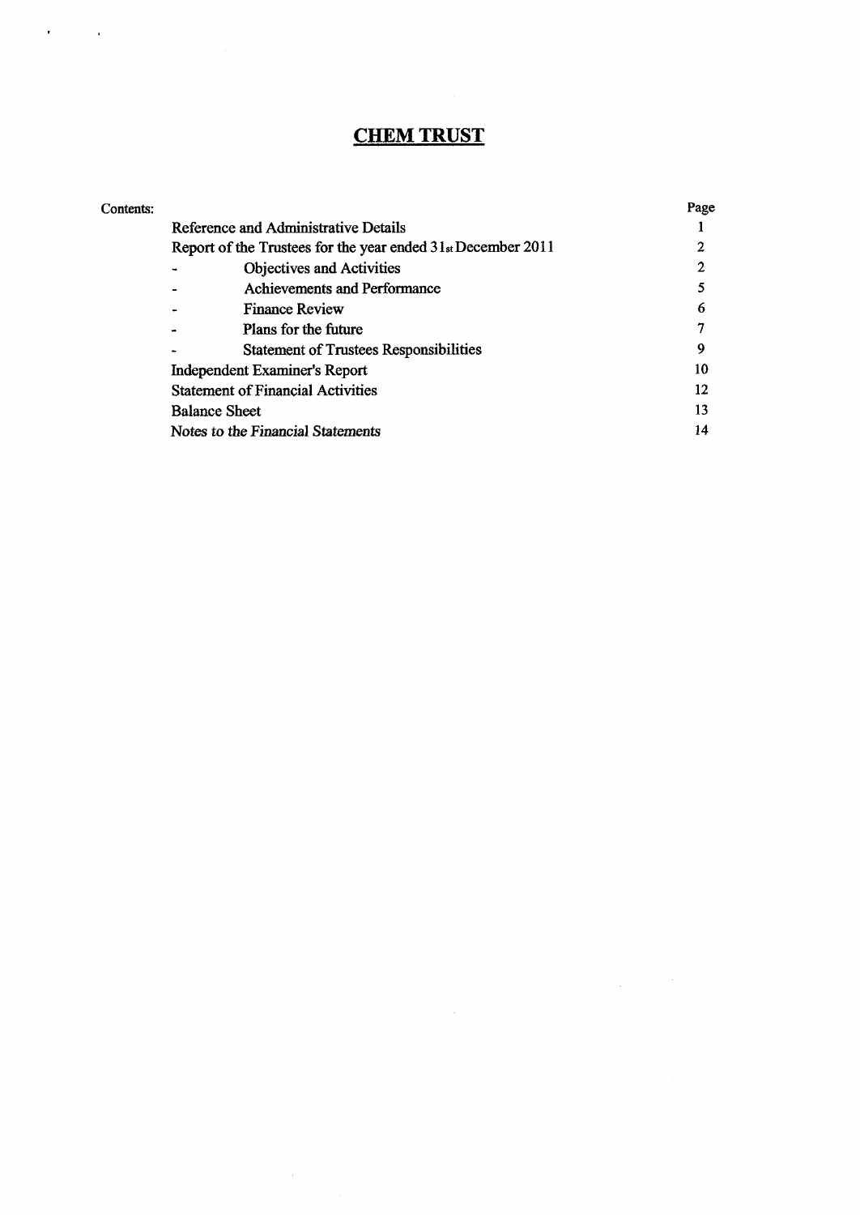# CHEM TRUST

| Contents: | | Page |
|---|---|---|
| | Reference and Administrative Details | 1 |
| | Report of the Trustees for the year ended 31st December 2011 | 2 |
| | - Objectives and Activities | 2 |
| | - Achievements and Performance | 5 |
| | - Finance Review | 6 |
| | - Plans for the future | 7 |
| | - Statement of Trustees Responsibilities | 9 |
| | Independent Examiner's Report | 10 |
| | Statement of Financial Activities | 12 |
| | Balance Sheet | 13 |
| | Notes to the Financial Statements | 14 |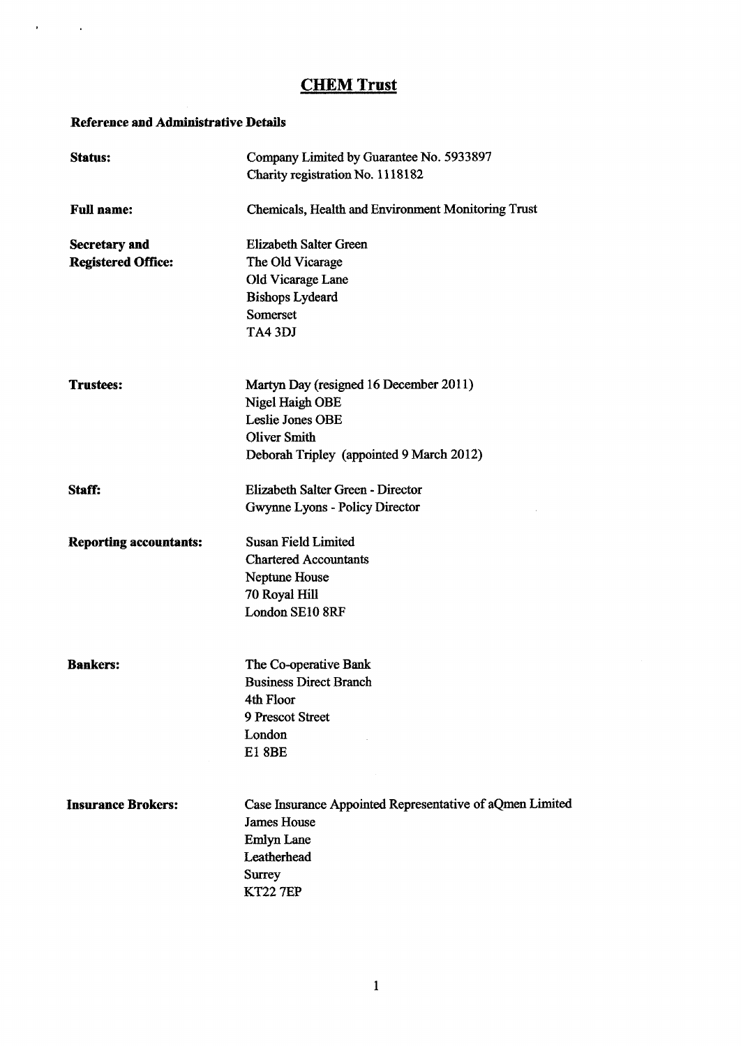# CHEM Trust

## Reference and Administrative Details

| | |
|---|---|
| **Status:** | Company Limited by Guarantee No. 5933897<br>Charity registration No. 1118182 |
| **Full name:** | Chemicals, Health and Environment Monitoring Trust |
| **Secretary and Registered Office:** | Elizabeth Salter Green<br>The Old Vicarage<br>Old Vicarage Lane<br>Bishops Lydeard<br>Somerset<br>TA4 3DJ |
| **Trustees:** | Martyn Day (resigned 16 December 2011)<br>Nigel Haigh OBE<br>Leslie Jones OBE<br>Oliver Smith<br>Deborah Tripley (appointed 9 March 2012) |
| **Staff:** | Elizabeth Salter Green - Director<br>Gwynne Lyons - Policy Director |
| **Reporting accountants:** | Susan Field Limited<br>Chartered Accountants<br>Neptune House<br>70 Royal Hill<br>London SE10 8RF |
| **Bankers:** | The Co-operative Bank<br>Business Direct Branch<br>4th Floor<br>9 Prescot Street<br>London<br>E1 8BE |
| **Insurance Brokers:** | Case Insurance Appointed Representative of aQmen Limited<br>James House<br>Emlyn Lane<br>Leatherhead<br>Surrey<br>KT22 7EP |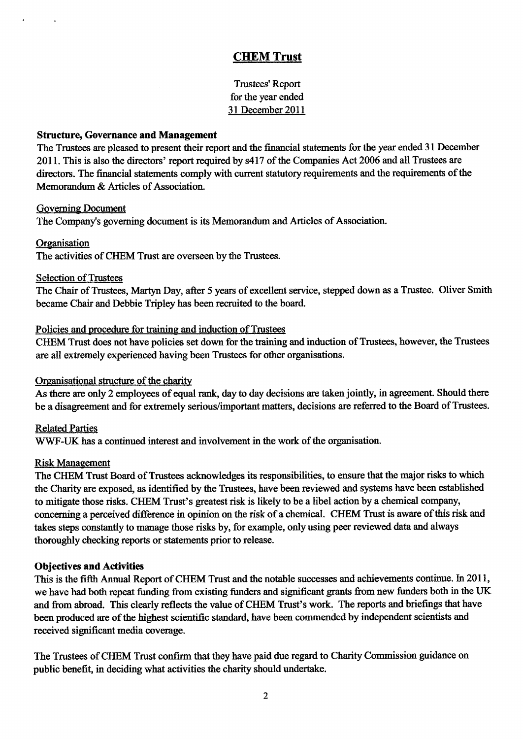# CHEM Trust

Trustees' Report
for the year ended
31 December 2011

## Structure, Governance and Management

The Trustees are pleased to present their report and the financial statements for the year ended 31 December 2011. This is also the directors' report required by s417 of the Companies Act 2006 and all Trustees are directors. The financial statements comply with current statutory requirements and the requirements of the Memorandum & Articles of Association.

### Governing Document

The Company's governing document is its Memorandum and Articles of Association.

### Organisation

The activities of CHEM Trust are overseen by the Trustees.

### Selection of Trustees

The Chair of Trustees, Martyn Day, after 5 years of excellent service, stepped down as a Trustee. Oliver Smith became Chair and Debbie Tripley has been recruited to the board.

### Policies and procedure for training and induction of Trustees

CHEM Trust does not have policies set down for the training and induction of Trustees, however, the Trustees are all extremely experienced having been Trustees for other organisations.

### Organisational structure of the charity

As there are only 2 employees of equal rank, day to day decisions are taken jointly, in agreement. Should there be a disagreement and for extremely serious/important matters, decisions are referred to the Board of Trustees.

### Related Parties

WWF-UK has a continued interest and involvement in the work of the organisation.

### Risk Management

The CHEM Trust Board of Trustees acknowledges its responsibilities, to ensure that the major risks to which the Charity are exposed, as identified by the Trustees, have been reviewed and systems have been established to mitigate those risks. CHEM Trust's greatest risk is likely to be a libel action by a chemical company, concerning a perceived difference in opinion on the risk of a chemical. CHEM Trust is aware of this risk and takes steps constantly to manage those risks by, for example, only using peer reviewed data and always thoroughly checking reports or statements prior to release.

## Objectives and Activities

This is the fifth Annual Report of CHEM Trust and the notable successes and achievements continue. In 2011, we have had both repeat funding from existing funders and significant grants from new funders both in the UK and from abroad. This clearly reflects the value of CHEM Trust's work. The reports and briefings that have been produced are of the highest scientific standard, have been commended by independent scientists and received significant media coverage.

The Trustees of CHEM Trust confirm that they have paid due regard to Charity Commission guidance on public benefit, in deciding what activities the charity should undertake.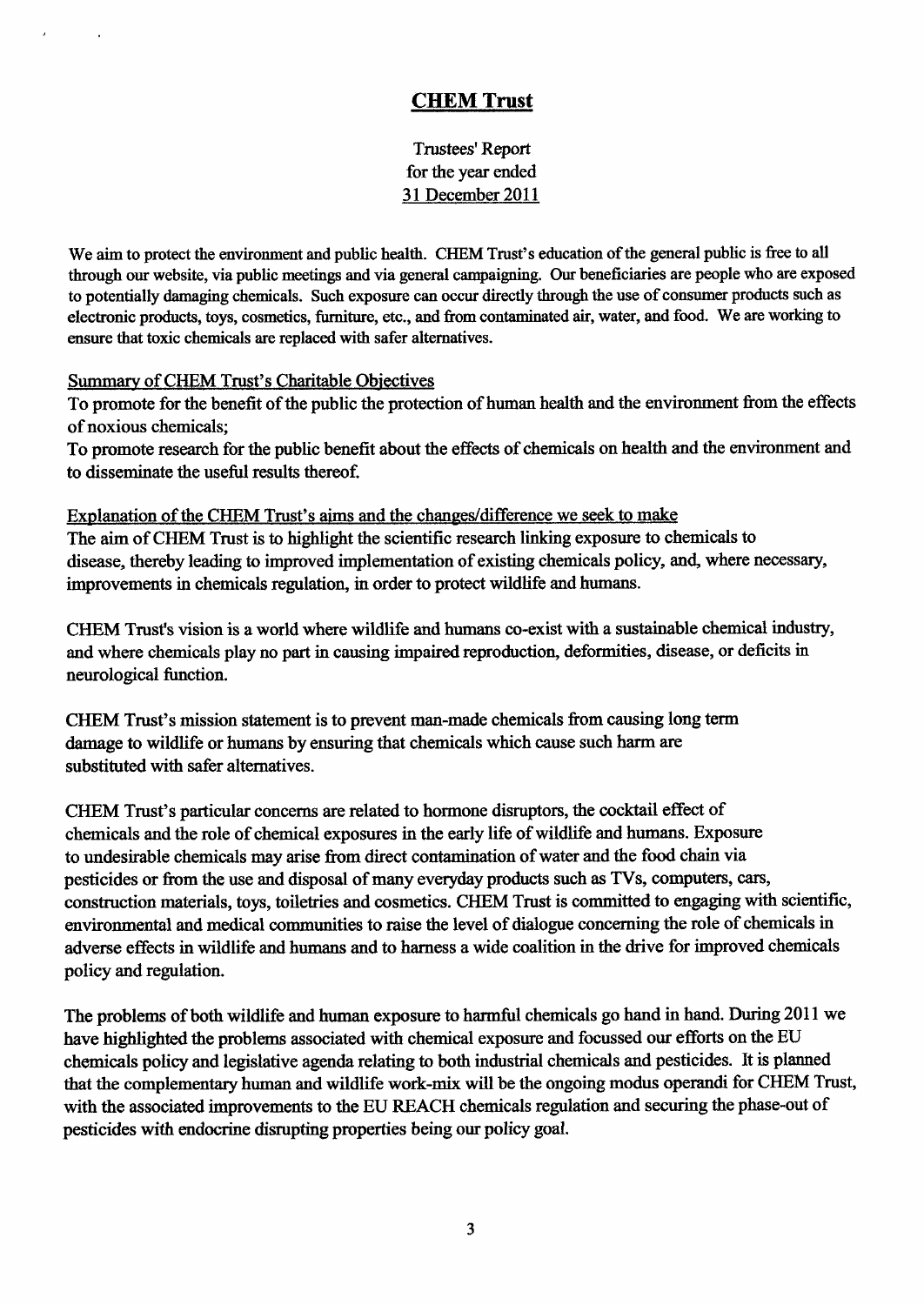# CHEM Trust

Trustees' Report
for the year ended
31 December 2011

We aim to protect the environment and public health. CHEM Trust's education of the general public is free to all through our website, via public meetings and via general campaigning. Our beneficiaries are people who are exposed to potentially damaging chemicals. Such exposure can occur directly through the use of consumer products such as electronic products, toys, cosmetics, furniture, etc., and from contaminated air, water, and food. We are working to ensure that toxic chemicals are replaced with safer alternatives.

## Summary of CHEM Trust's Charitable Objectives

To promote for the benefit of the public the protection of human health and the environment from the effects of noxious chemicals;

To promote research for the public benefit about the effects of chemicals on health and the environment and to disseminate the useful results thereof.

## Explanation of the CHEM Trust's aims and the changes/difference we seek to make

The aim of CHEM Trust is to highlight the scientific research linking exposure to chemicals to disease, thereby leading to improved implementation of existing chemicals policy, and, where necessary, improvements in chemicals regulation, in order to protect wildlife and humans.

CHEM Trust's vision is a world where wildlife and humans co-exist with a sustainable chemical industry, and where chemicals play no part in causing impaired reproduction, deformities, disease, or deficits in neurological function.

CHEM Trust's mission statement is to prevent man-made chemicals from causing long term damage to wildlife or humans by ensuring that chemicals which cause such harm are substituted with safer alternatives.

CHEM Trust's particular concerns are related to hormone disruptors, the cocktail effect of chemicals and the role of chemical exposures in the early life of wildlife and humans. Exposure to undesirable chemicals may arise from direct contamination of water and the food chain via pesticides or from the use and disposal of many everyday products such as TVs, computers, cars, construction materials, toys, toiletries and cosmetics. CHEM Trust is committed to engaging with scientific, environmental and medical communities to raise the level of dialogue concerning the role of chemicals in adverse effects in wildlife and humans and to harness a wide coalition in the drive for improved chemicals policy and regulation.

The problems of both wildlife and human exposure to harmful chemicals go hand in hand. During 2011 we have highlighted the problems associated with chemical exposure and focussed our efforts on the EU chemicals policy and legislative agenda relating to both industrial chemicals and pesticides. It is planned that the complementary human and wildlife work-mix will be the ongoing modus operandi for CHEM Trust, with the associated improvements to the EU REACH chemicals regulation and securing the phase-out of pesticides with endocrine disrupting properties being our policy goal.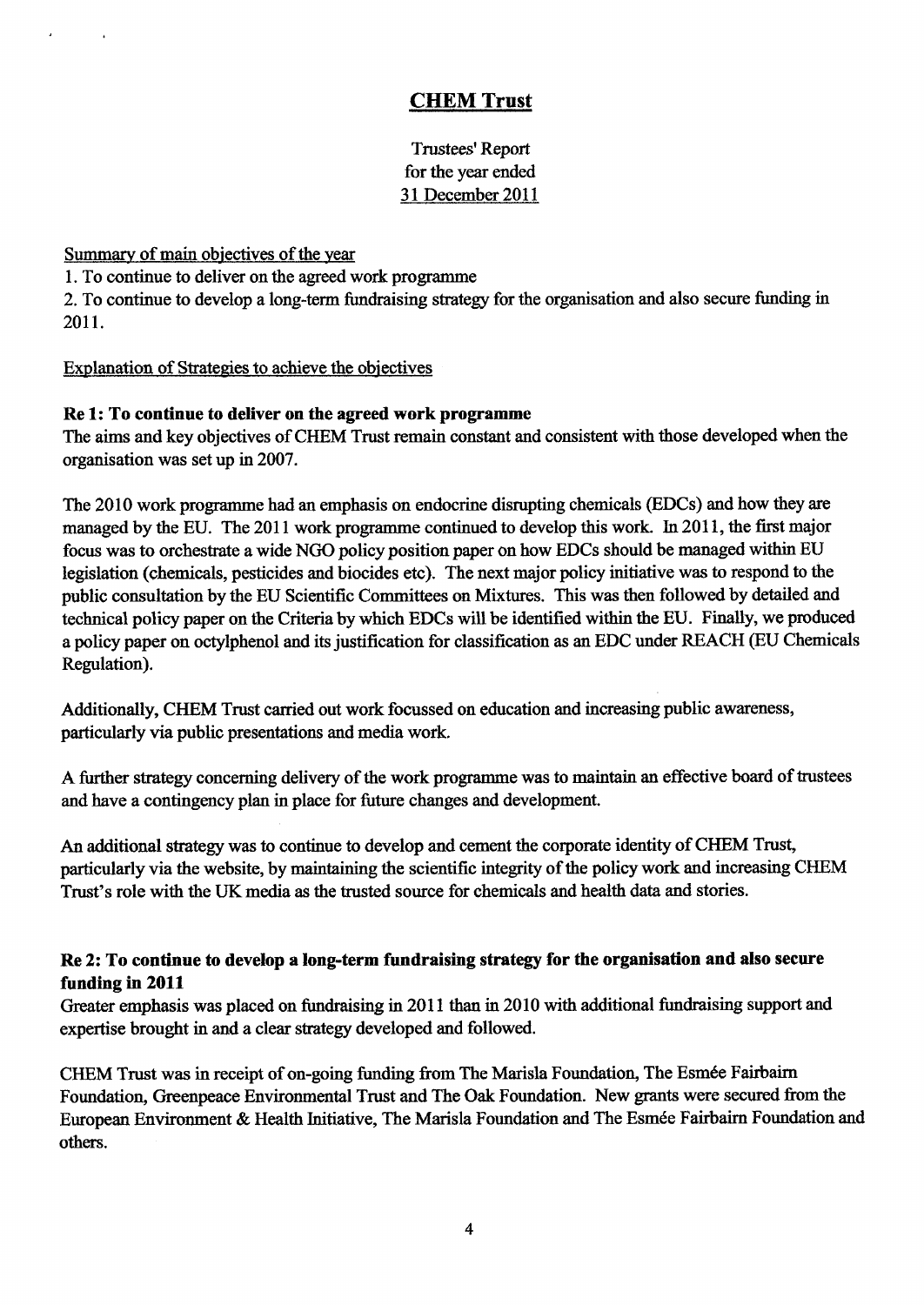## CHEM Trust

Trustees' Report
for the year ended
31 December 2011

Summary of main objectives of the year

1. To continue to deliver on the agreed work programme
2. To continue to develop a long-term fundraising strategy for the organisation and also secure funding in 2011.

Explanation of Strategies to achieve the objectives

**Re 1: To continue to deliver on the agreed work programme**

The aims and key objectives of CHEM Trust remain constant and consistent with those developed when the organisation was set up in 2007.

The 2010 work programme had an emphasis on endocrine disrupting chemicals (EDCs) and how they are managed by the EU. The 2011 work programme continued to develop this work. In 2011, the first major focus was to orchestrate a wide NGO policy position paper on how EDCs should be managed within EU legislation (chemicals, pesticides and biocides etc). The next major policy initiative was to respond to the public consultation by the EU Scientific Committees on Mixtures. This was then followed by detailed and technical policy paper on the Criteria by which EDCs will be identified within the EU. Finally, we produced a policy paper on octylphenol and its justification for classification as an EDC under REACH (EU Chemicals Regulation).

Additionally, CHEM Trust carried out work focussed on education and increasing public awareness, particularly via public presentations and media work.

A further strategy concerning delivery of the work programme was to maintain an effective board of trustees and have a contingency plan in place for future changes and development.

An additional strategy was to continue to develop and cement the corporate identity of CHEM Trust, particularly via the website, by maintaining the scientific integrity of the policy work and increasing CHEM Trust's role with the UK media as the trusted source for chemicals and health data and stories.

**Re 2: To continue to develop a long-term fundraising strategy for the organisation and also secure funding in 2011**

Greater emphasis was placed on fundraising in 2011 than in 2010 with additional fundraising support and expertise brought in and a clear strategy developed and followed.

CHEM Trust was in receipt of on-going funding from The Marisla Foundation, The Esmée Fairbairn Foundation, Greenpeace Environmental Trust and The Oak Foundation. New grants were secured from the European Environment & Health Initiative, The Marisla Foundation and The Esmée Fairbairn Foundation and others.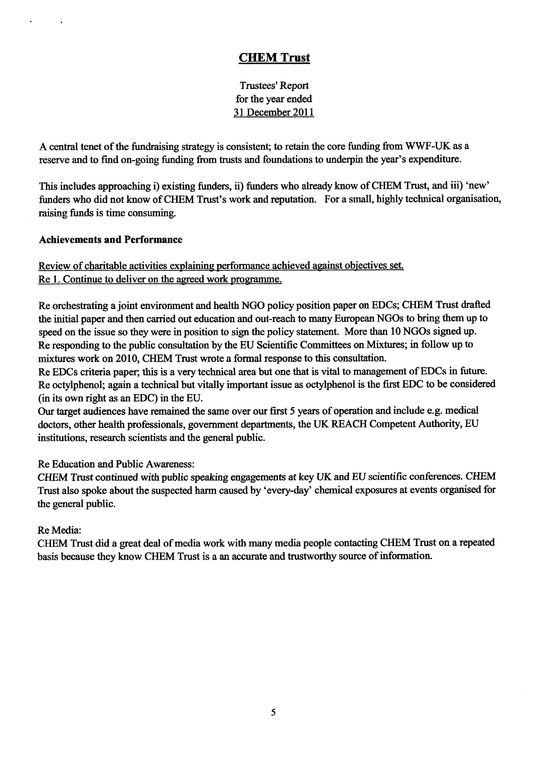## CHEM Trust

Trustees' Report
for the year ended
31 December 2011

A central tenet of the fundraising strategy is consistent; to retain the core funding from WWF-UK as a reserve and to find on-going funding from trusts and foundations to underpin the year's expenditure.

This includes approaching i) existing funders, ii) funders who already know of CHEM Trust, and iii) 'new' funders who did not know of CHEM Trust's work and reputation. For a small, highly technical organisation, raising funds is time consuming.

**Achievements and Performance**

Review of charitable activities explaining performance achieved against objectives set.
Re 1. Continue to deliver on the agreed work programme.

Re orchestrating a joint environment and health NGO policy position paper on EDCs; CHEM Trust drafted the initial paper and then carried out education and out-reach to many European NGOs to bring them up to speed on the issue so they were in position to sign the policy statement. More than 10 NGOs signed up.
Re responding to the public consultation by the EU Scientific Committees on Mixtures; in follow up to mixtures work on 2010, CHEM Trust wrote a formal response to this consultation.
Re EDCs criteria paper; this is a very technical area but one that is vital to management of EDCs in future.
Re octylphenol; again a technical but vitally important issue as octylphenol is the first EDC to be considered (in its own right as an EDC) in the EU.
Our target audiences have remained the same over our first 5 years of operation and include e.g. medical doctors, other health professionals, government departments, the UK REACH Competent Authority, EU institutions, research scientists and the general public.

Re Education and Public Awareness:
CHEM Trust continued with public speaking engagements at key UK and EU scientific conferences. CHEM Trust also spoke about the suspected harm caused by 'every-day' chemical exposures at events organised for the general public.

Re Media:
CHEM Trust did a great deal of media work with many media people contacting CHEM Trust on a repeated basis because they know CHEM Trust is a an accurate and trustworthy source of information.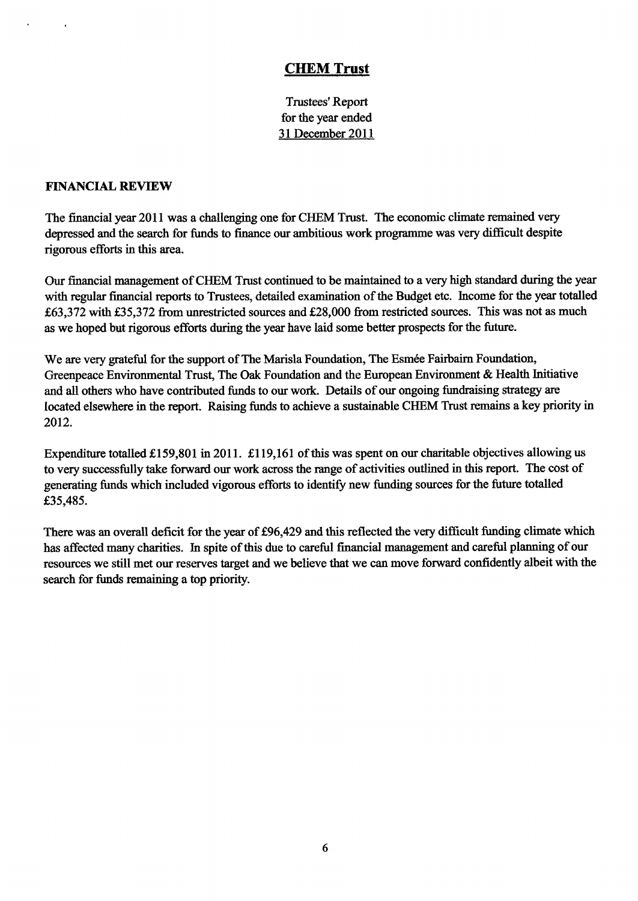# CHEM Trust

Trustees' Report
for the year ended
31 December 2011

## FINANCIAL REVIEW

The financial year 2011 was a challenging one for CHEM Trust. The economic climate remained very depressed and the search for funds to finance our ambitious work programme was very difficult despite rigorous efforts in this area.

Our financial management of CHEM Trust continued to be maintained to a very high standard during the year with regular financial reports to Trustees, detailed examination of the Budget etc. Income for the year totalled £63,372 with £35,372 from unrestricted sources and £28,000 from restricted sources. This was not as much as we hoped but rigorous efforts during the year have laid some better prospects for the future.

We are very grateful for the support of The Marisla Foundation, The Esmée Fairbairn Foundation, Greenpeace Environmental Trust, The Oak Foundation and the European Environment & Health Initiative and all others who have contributed funds to our work. Details of our ongoing fundraising strategy are located elsewhere in the report. Raising funds to achieve a sustainable CHEM Trust remains a key priority in 2012.

Expenditure totalled £159,801 in 2011. £119,161 of this was spent on our charitable objectives allowing us to very successfully take forward our work across the range of activities outlined in this report. The cost of generating funds which included vigorous efforts to identify new funding sources for the future totalled £35,485.

There was an overall deficit for the year of £96,429 and this reflected the very difficult funding climate which has affected many charities. In spite of this due to careful financial management and careful planning of our resources we still met our reserves target and we believe that we can move forward confidently albeit with the search for funds remaining a top priority.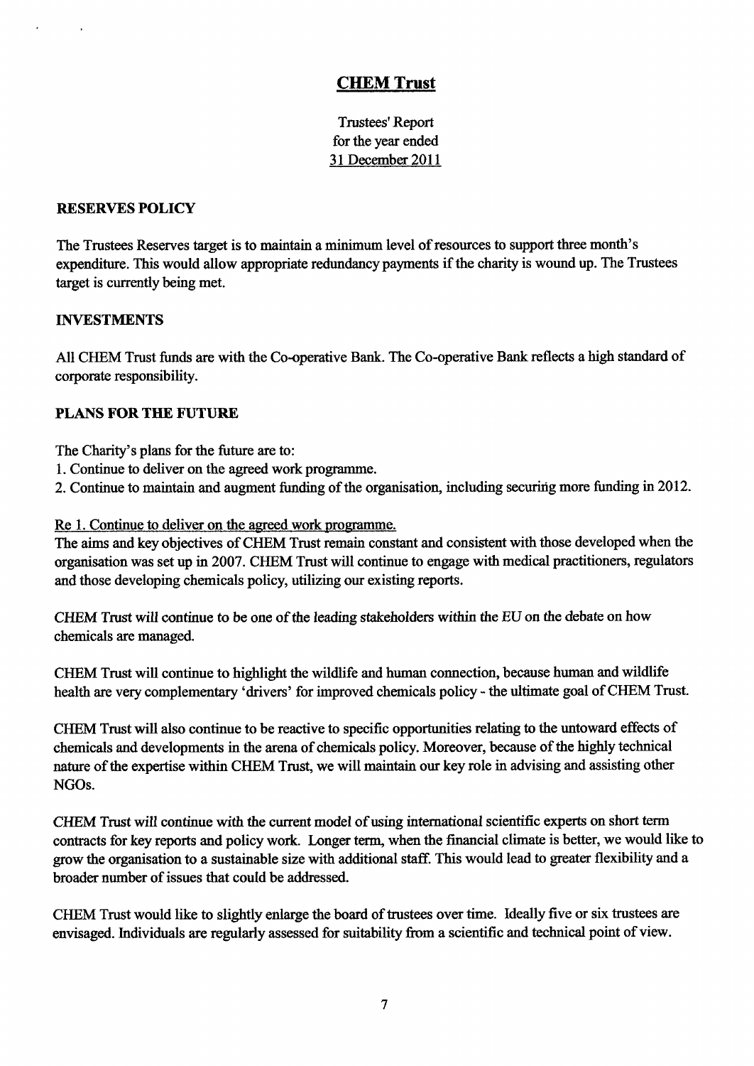# CHEM Trust

Trustees' Report
for the year ended
31 December 2011

## RESERVES POLICY

The Trustees Reserves target is to maintain a minimum level of resources to support three month's expenditure. This would allow appropriate redundancy payments if the charity is wound up. The Trustees target is currently being met.

## INVESTMENTS

All CHEM Trust funds are with the Co-operative Bank. The Co-operative Bank reflects a high standard of corporate responsibility.

## PLANS FOR THE FUTURE

The Charity's plans for the future are to:

1. Continue to deliver on the agreed work programme.
2. Continue to maintain and augment funding of the organisation, including securing more funding in 2012.

Re 1. Continue to deliver on the agreed work programme.

The aims and key objectives of CHEM Trust remain constant and consistent with those developed when the organisation was set up in 2007. CHEM Trust will continue to engage with medical practitioners, regulators and those developing chemicals policy, utilizing our existing reports.

CHEM Trust will continue to be one of the leading stakeholders within the EU on the debate on how chemicals are managed.

CHEM Trust will continue to highlight the wildlife and human connection, because human and wildlife health are very complementary 'drivers' for improved chemicals policy - the ultimate goal of CHEM Trust.

CHEM Trust will also continue to be reactive to specific opportunities relating to the untoward effects of chemicals and developments in the arena of chemicals policy. Moreover, because of the highly technical nature of the expertise within CHEM Trust, we will maintain our key role in advising and assisting other NGOs.

CHEM Trust will continue with the current model of using international scientific experts on short term contracts for key reports and policy work. Longer term, when the financial climate is better, we would like to grow the organisation to a sustainable size with additional staff. This would lead to greater flexibility and a broader number of issues that could be addressed.

CHEM Trust would like to slightly enlarge the board of trustees over time. Ideally five or six trustees are envisaged. Individuals are regularly assessed for suitability from a scientific and technical point of view.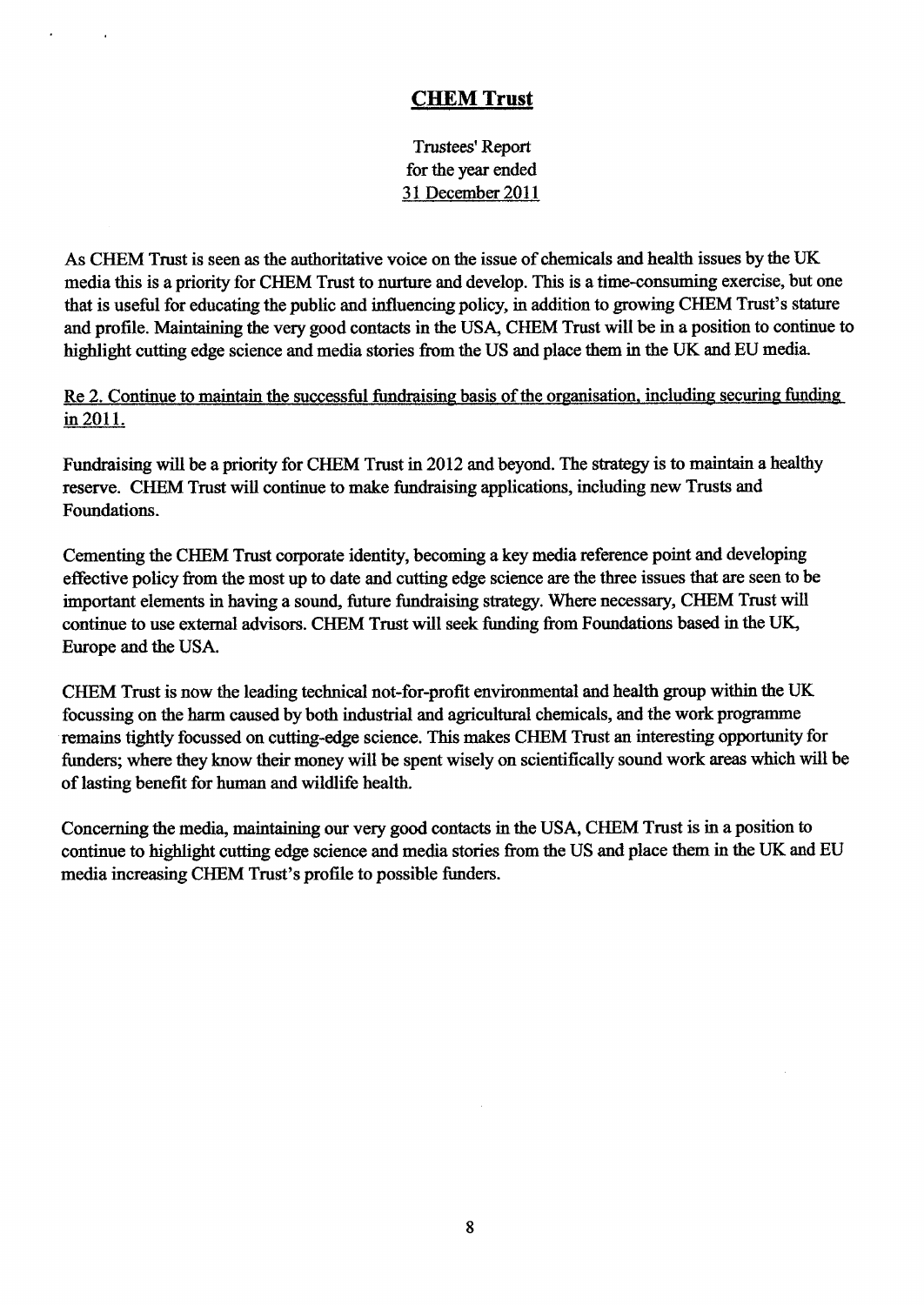## CHEM Trust

Trustees' Report
for the year ended
31 December 2011

As CHEM Trust is seen as the authoritative voice on the issue of chemicals and health issues by the UK media this is a priority for CHEM Trust to nurture and develop. This is a time-consuming exercise, but one that is useful for educating the public and influencing policy, in addition to growing CHEM Trust's stature and profile. Maintaining the very good contacts in the USA, CHEM Trust will be in a position to continue to highlight cutting edge science and media stories from the US and place them in the UK and EU media.

Re 2. Continue to maintain the successful fundraising basis of the organisation, including securing funding in 2011.

Fundraising will be a priority for CHEM Trust in 2012 and beyond. The strategy is to maintain a healthy reserve. CHEM Trust will continue to make fundraising applications, including new Trusts and Foundations.

Cementing the CHEM Trust corporate identity, becoming a key media reference point and developing effective policy from the most up to date and cutting edge science are the three issues that are seen to be important elements in having a sound, future fundraising strategy. Where necessary, CHEM Trust will continue to use external advisors. CHEM Trust will seek funding from Foundations based in the UK, Europe and the USA.

CHEM Trust is now the leading technical not-for-profit environmental and health group within the UK focussing on the harm caused by both industrial and agricultural chemicals, and the work programme remains tightly focussed on cutting-edge science. This makes CHEM Trust an interesting opportunity for funders; where they know their money will be spent wisely on scientifically sound work areas which will be of lasting benefit for human and wildlife health.

Concerning the media, maintaining our very good contacts in the USA, CHEM Trust is in a position to continue to highlight cutting edge science and media stories from the US and place them in the UK and EU media increasing CHEM Trust's profile to possible funders.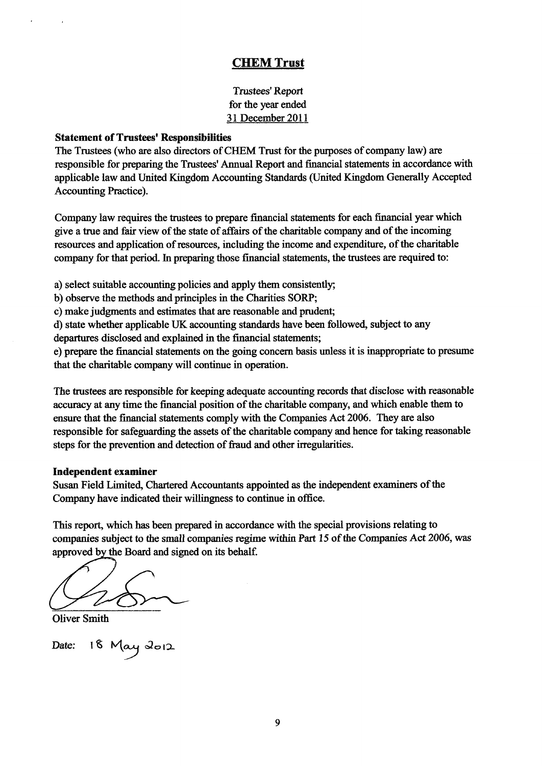# CHEM Trust

Trustees' Report
for the year ended
31 December 2011

**Statement of Trustees' Responsibilities**

The Trustees (who are also directors of CHEM Trust for the purposes of company law) are responsible for preparing the Trustees' Annual Report and financial statements in accordance with applicable law and United Kingdom Accounting Standards (United Kingdom Generally Accepted Accounting Practice).

Company law requires the trustees to prepare financial statements for each financial year which give a true and fair view of the state of affairs of the charitable company and of the incoming resources and application of resources, including the income and expenditure, of the charitable company for that period. In preparing those financial statements, the trustees are required to:

a) select suitable accounting policies and apply them consistently;
b) observe the methods and principles in the Charities SORP;
c) make judgments and estimates that are reasonable and prudent;
d) state whether applicable UK accounting standards have been followed, subject to any departures disclosed and explained in the financial statements;
e) prepare the financial statements on the going concern basis unless it is inappropriate to presume that the charitable company will continue in operation.

The trustees are responsible for keeping adequate accounting records that disclose with reasonable accuracy at any time the financial position of the charitable company, and which enable them to ensure that the financial statements comply with the Companies Act 2006. They are also responsible for safeguarding the assets of the charitable company and hence for taking reasonable steps for the prevention and detection of fraud and other irregularities.

**Independent examiner**

Susan Field Limited, Chartered Accountants appointed as the independent examiners of the Company have indicated their willingness to continue in office.

This report, which has been prepared in accordance with the special provisions relating to companies subject to the small companies regime within Part 15 of the Companies Act 2006, was approved by the Board and signed on its behalf.

Oliver Smith

Date: 18 May 2012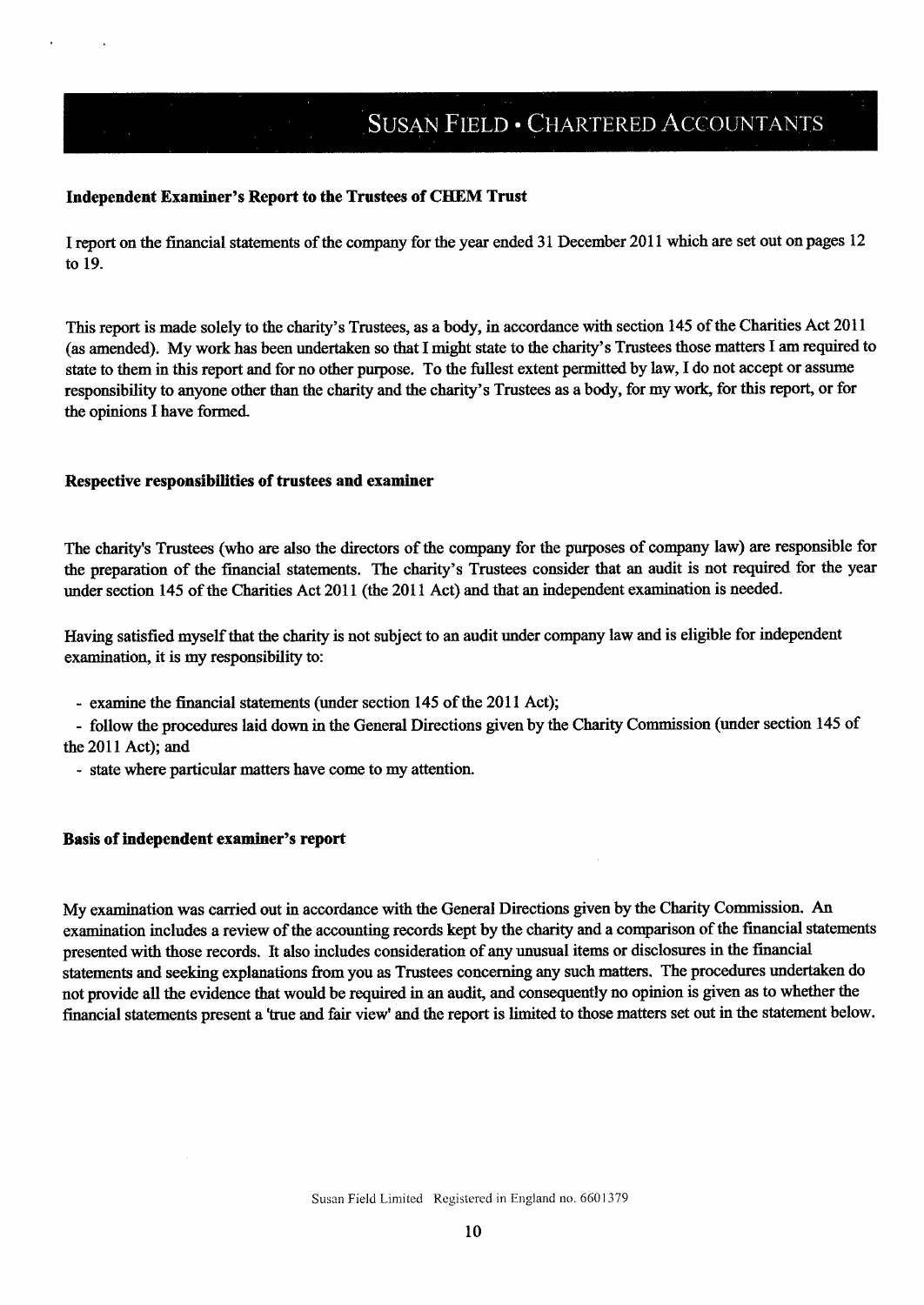# SUSAN FIELD • CHARTERED ACCOUNTANTS

**Independent Examiner's Report to the Trustees of CHEM Trust**

I report on the financial statements of the company for the year ended 31 December 2011 which are set out on pages 12 to 19.

This report is made solely to the charity's Trustees, as a body, in accordance with section 145 of the Charities Act 2011 (as amended). My work has been undertaken so that I might state to the charity's Trustees those matters I am required to state to them in this report and for no other purpose. To the fullest extent permitted by law, I do not accept or assume responsibility to anyone other than the charity and the charity's Trustees as a body, for my work, for this report, or for the opinions I have formed.

**Respective responsibilities of trustees and examiner**

The charity's Trustees (who are also the directors of the company for the purposes of company law) are responsible for the preparation of the financial statements. The charity's Trustees consider that an audit is not required for the year under section 145 of the Charities Act 2011 (the 2011 Act) and that an independent examination is needed.

Having satisfied myself that the charity is not subject to an audit under company law and is eligible for independent examination, it is my responsibility to:

- examine the financial statements (under section 145 of the 2011 Act);
- follow the procedures laid down in the General Directions given by the Charity Commission (under section 145 of the 2011 Act); and
- state where particular matters have come to my attention.

**Basis of independent examiner's report**

My examination was carried out in accordance with the General Directions given by the Charity Commission. An examination includes a review of the accounting records kept by the charity and a comparison of the financial statements presented with those records. It also includes consideration of any unusual items or disclosures in the financial statements and seeking explanations from you as Trustees concerning any such matters. The procedures undertaken do not provide all the evidence that would be required in an audit, and consequently no opinion is given as to whether the financial statements present a 'true and fair view' and the report is limited to those matters set out in the statement below.

Susan Field Limited Registered in England no. 6601379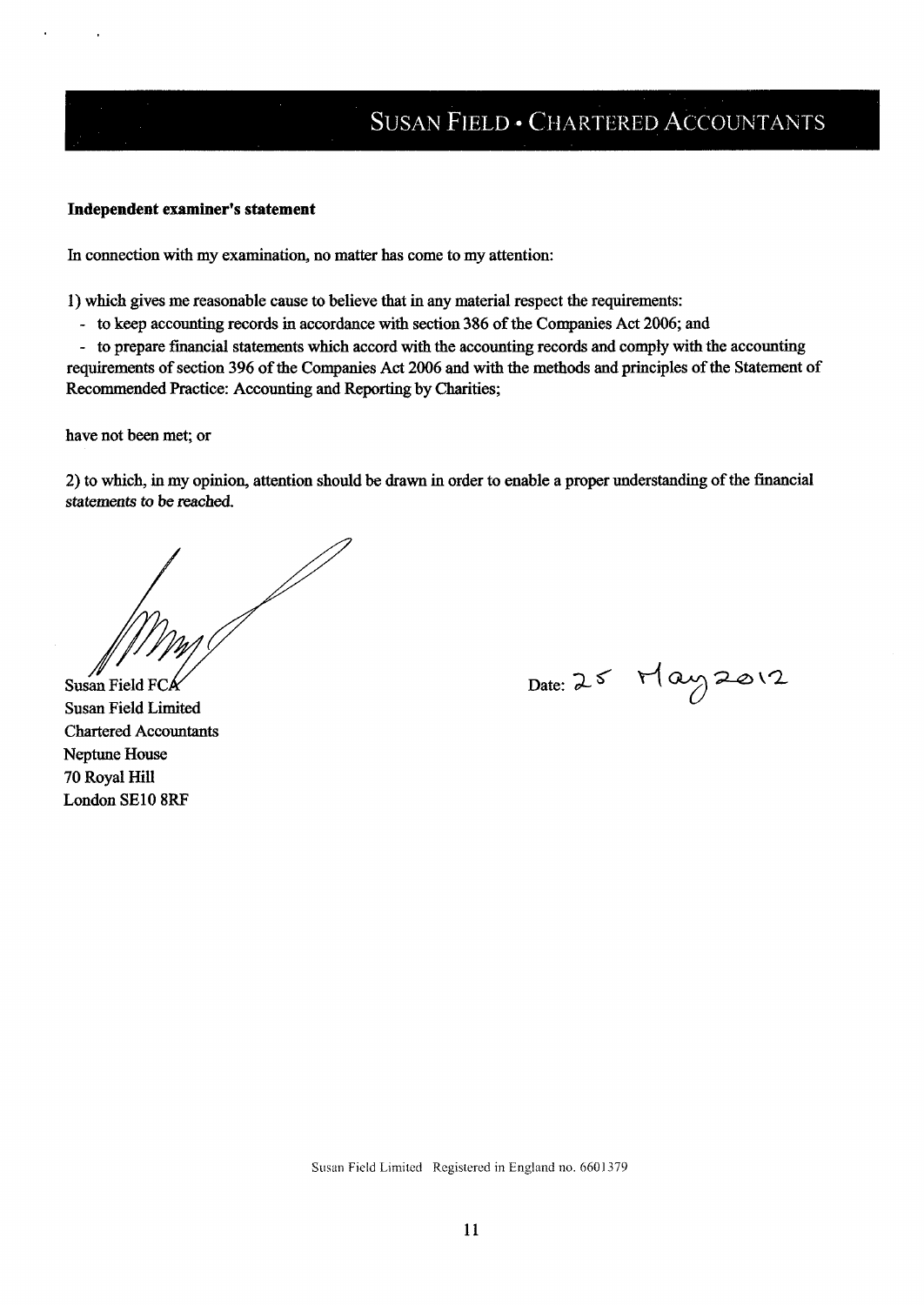# SUSAN FIELD • CHARTERED ACCOUNTANTS

**Independent examiner's statement**

In connection with my examination, no matter has come to my attention:

1) which gives me reasonable cause to believe that in any material respect the requirements:

- to keep accounting records in accordance with section 386 of the Companies Act 2006; and
- to prepare financial statements which accord with the accounting records and comply with the accounting requirements of section 396 of the Companies Act 2006 and with the methods and principles of the Statement of Recommended Practice: Accounting and Reporting by Charities;

have not been met; or

2) to which, in my opinion, attention should be drawn in order to enable a proper understanding of the financial statements to be reached.

Susan Field FCA
Susan Field Limited
Chartered Accountants
Neptune House
70 Royal Hill
London SE10 8RF

Date: 25 May 2012

Susan Field Limited Registered in England no. 6601379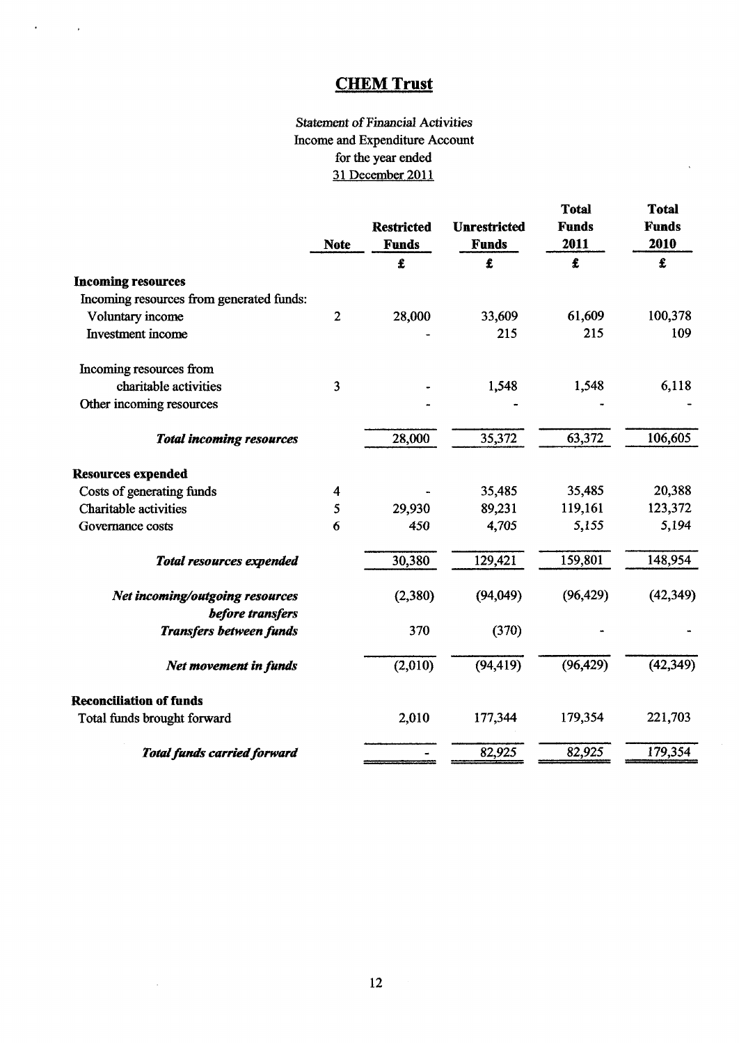# CHEM Trust

Statement of Financial Activities
Income and Expenditure Account
for the year ended
31 December 2011

| | Note | Restricted Funds | Unrestricted Funds | Total Funds 2011 | Total Funds 2010 |
|---|---|---|---|---|---|
| | | £ | £ | £ | £ |
| **Incoming resources** | | | | | |
| Incoming resources from generated funds: | | | | | |
| Voluntary income | 2 | 28,000 | 33,609 | 61,609 | 100,378 |
| Investment income | | - | 215 | 215 | 109 |
| Incoming resources from charitable activities | 3 | - | 1,548 | 1,548 | 6,118 |
| Other incoming resources | | - | - | - | - |
| ***Total incoming resources*** | | 28,000 | 35,372 | 63,372 | 106,605 |
| **Resources expended** | | | | | |
| Costs of generating funds | 4 | - | 35,485 | 35,485 | 20,388 |
| Charitable activities | 5 | 29,930 | 89,231 | 119,161 | 123,372 |
| Governance costs | 6 | 450 | 4,705 | 5,155 | 5,194 |
| ***Total resources expended*** | | 30,380 | 129,421 | 159,801 | 148,954 |
| ***Net incoming/outgoing resources before transfers*** | | (2,380) | (94,049) | (96,429) | (42,349) |
| ***Transfers between funds*** | | 370 | (370) | - | - |
| ***Net movement in funds*** | | (2,010) | (94,419) | (96,429) | (42,349) |
| **Reconciliation of funds** | | | | | |
| Total funds brought forward | | 2,010 | 177,344 | 179,354 | 221,703 |
| ***Total funds carried forward*** | | - | 82,925 | 82,925 | 179,354 |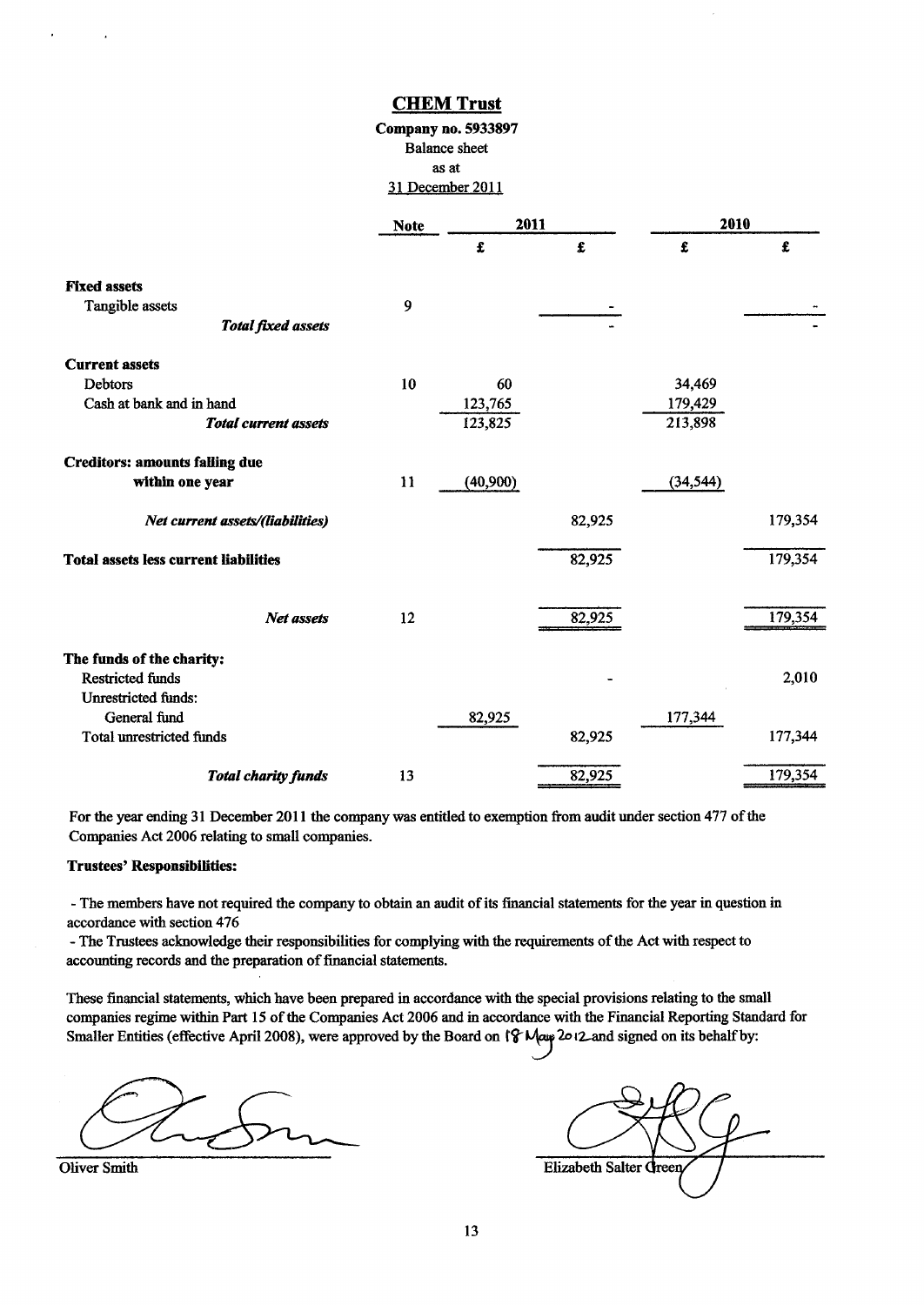# CHEM Trust

**Company no. 5933897**

Balance sheet

as at

31 December 2011

| | Note | 2011 £ | 2011 £ | 2010 £ | 2010 £ |
|---|---|---|---|---|---|
| **Fixed assets** | | | | | |
| Tangible assets | 9 | | - | | - |
| ***Total fixed assets*** | | | - | | - |
| **Current assets** | | | | | |
| Debtors | 10 | 60 | | 34,469 | |
| Cash at bank and in hand | | 123,765 | | 179,429 | |
| ***Total current assets*** | | 123,825 | | 213,898 | |
| **Creditors: amounts falling due within one year** | 11 | (40,900) | | (34,544) | |
| ***Net current assets/(liabilities)*** | | | 82,925 | | 179,354 |
| **Total assets less current liabilities** | | | 82,925 | | 179,354 |
| ***Net assets*** | 12 | | 82,925 | | 179,354 |
| **The funds of the charity:** | | | | | |
| Restricted funds | | | - | | 2,010 |
| Unrestricted funds: | | | | | |
| General fund | | 82,925 | | 177,344 | |
| Total unrestricted funds | | | 82,925 | | 177,344 |
| ***Total charity funds*** | 13 | | 82,925 | | 179,354 |

For the year ending 31 December 2011 the company was entitled to exemption from audit under section 477 of the Companies Act 2006 relating to small companies.

**Trustees' Responsibilities:**

- The members have not required the company to obtain an audit of its financial statements for the year in question in accordance with section 476
- The Trustees acknowledge their responsibilities for complying with the requirements of the Act with respect to accounting records and the preparation of financial statements.

These financial statements, which have been prepared in accordance with the special provisions relating to the small companies regime within Part 15 of the Companies Act 2006 and in accordance with the Financial Reporting Standard for Smaller Entities (effective April 2008), were approved by the Board on 18 May 2012 and signed on its behalf by:

Oliver Smith

Elizabeth Salter Green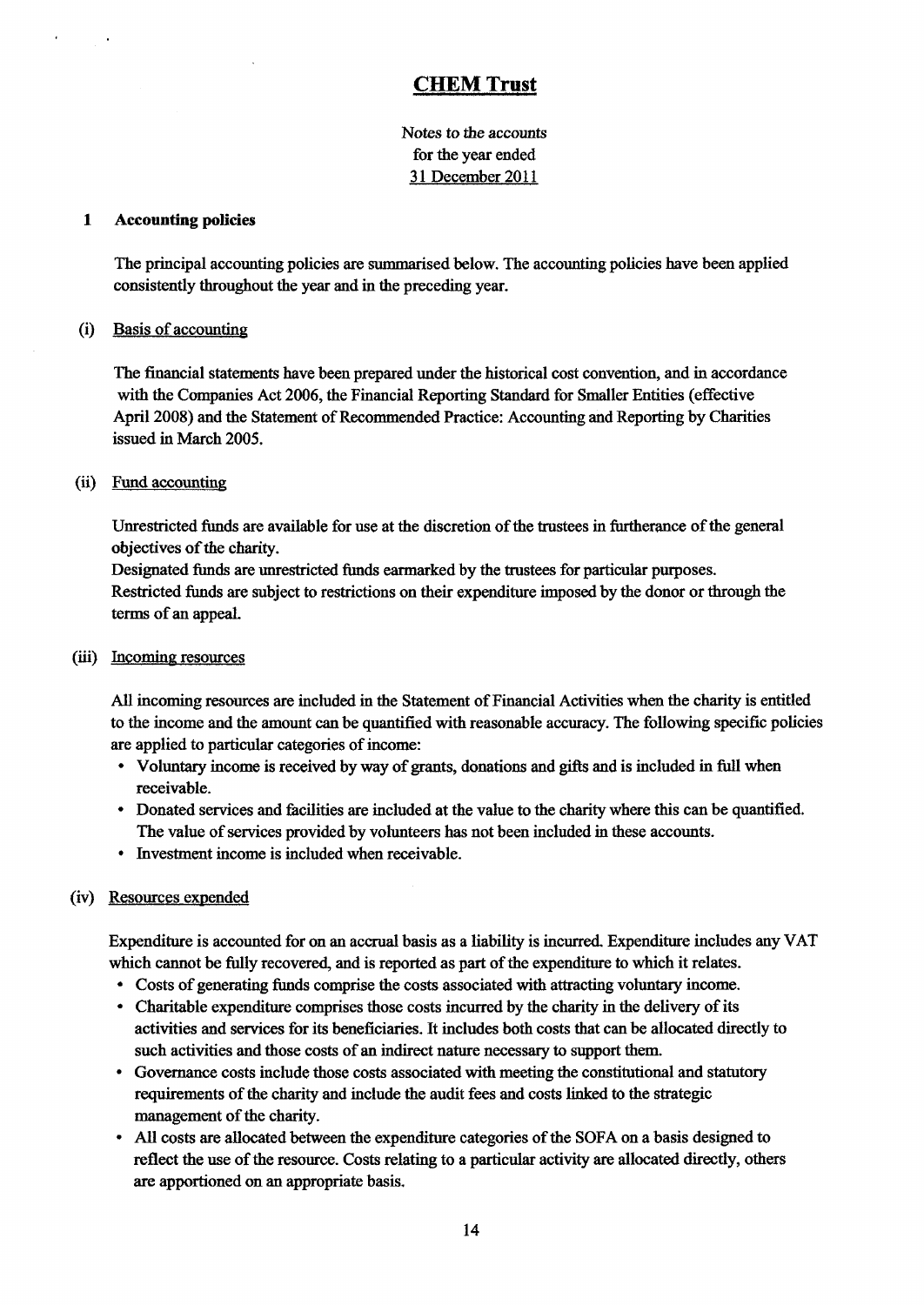# CHEM Trust

Notes to the accounts
for the year ended
31 December 2011

## 1 Accounting policies

The principal accounting policies are summarised below. The accounting policies have been applied consistently throughout the year and in the preceding year.

### (i) Basis of accounting

The financial statements have been prepared under the historical cost convention, and in accordance with the Companies Act 2006, the Financial Reporting Standard for Smaller Entities (effective April 2008) and the Statement of Recommended Practice: Accounting and Reporting by Charities issued in March 2005.

### (ii) Fund accounting

Unrestricted funds are available for use at the discretion of the trustees in furtherance of the general objectives of the charity.
Designated funds are unrestricted funds earmarked by the trustees for particular purposes.
Restricted funds are subject to restrictions on their expenditure imposed by the donor or through the terms of an appeal.

### (iii) Incoming resources

All incoming resources are included in the Statement of Financial Activities when the charity is entitled to the income and the amount can be quantified with reasonable accuracy. The following specific policies are applied to particular categories of income:

- Voluntary income is received by way of grants, donations and gifts and is included in full when receivable.
- Donated services and facilities are included at the value to the charity where this can be quantified. The value of services provided by volunteers has not been included in these accounts.
- Investment income is included when receivable.

### (iv) Resources expended

Expenditure is accounted for on an accrual basis as a liability is incurred. Expenditure includes any VAT which cannot be fully recovered, and is reported as part of the expenditure to which it relates.

- Costs of generating funds comprise the costs associated with attracting voluntary income.
- Charitable expenditure comprises those costs incurred by the charity in the delivery of its activities and services for its beneficiaries. It includes both costs that can be allocated directly to such activities and those costs of an indirect nature necessary to support them.
- Governance costs include those costs associated with meeting the constitutional and statutory requirements of the charity and include the audit fees and costs linked to the strategic management of the charity.
- All costs are allocated between the expenditure categories of the SOFA on a basis designed to reflect the use of the resource. Costs relating to a particular activity are allocated directly, others are apportioned on an appropriate basis.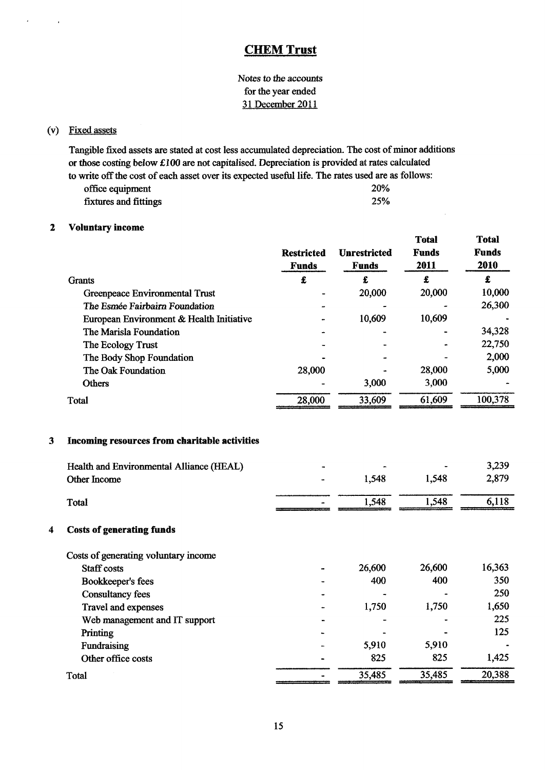# CHEM Trust

*Notes to the accounts*
*for the year ended*
31 December 2011

(v) Fixed assets

Tangible fixed assets are stated at cost less accumulated depreciation. The cost of minor additions or those costing below £100 are not capitalised. Depreciation is provided at rates calculated to write off the cost of each asset over its expected useful life. The rates used are as follows:

| | |
|---|---|
| office equipment | 20% |
| fixtures and fittings | 25% |

## 2 Voluntary income

| | Restricted Funds | Unrestricted Funds | Total Funds 2011 | Total Funds 2010 |
|---|---|---|---|---|
| Grants | £ | £ | £ | £ |
| Greenpeace Environmental Trust | - | 20,000 | 20,000 | 10,000 |
| *The Esmée Fairbairn Foundation* | - | - | - | 26,300 |
| European Environment & Health Initiative | - | 10,609 | 10,609 | - |
| The Marisla Foundation | - | - | - | 34,328 |
| The Ecology Trust | - | - | - | 22,750 |
| The Body Shop Foundation | - | - | - | 2,000 |
| The Oak Foundation | 28,000 | - | 28,000 | 5,000 |
| Others | - | 3,000 | 3,000 | - |
| Total | 28,000 | 33,609 | 61,609 | 100,378 |

## 3 Incoming resources from charitable activities

| | Restricted Funds | Unrestricted Funds | Total Funds 2011 | Total Funds 2010 |
|---|---|---|---|---|
| Health and Environmental Alliance (HEAL) | - | - | - | 3,239 |
| Other Income | - | 1,548 | 1,548 | 2,879 |
| Total | - | 1,548 | 1,548 | 6,118 |

## 4 Costs of generating funds

| | Restricted Funds | Unrestricted Funds | Total Funds 2011 | Total Funds 2010 |
|---|---|---|---|---|
| Costs of generating voluntary income | | | | |
| Staff costs | - | 26,600 | 26,600 | 16,363 |
| Bookkeeper's fees | - | 400 | 400 | 350 |
| Consultancy fees | - | - | - | 250 |
| Travel and expenses | - | 1,750 | 1,750 | 1,650 |
| Web management and IT support | - | - | - | 225 |
| Printing | - | - | - | 125 |
| Fundraising | - | 5,910 | 5,910 | - |
| Other office costs | - | 825 | 825 | 1,425 |
| Total | - | 35,485 | 35,485 | 20,388 |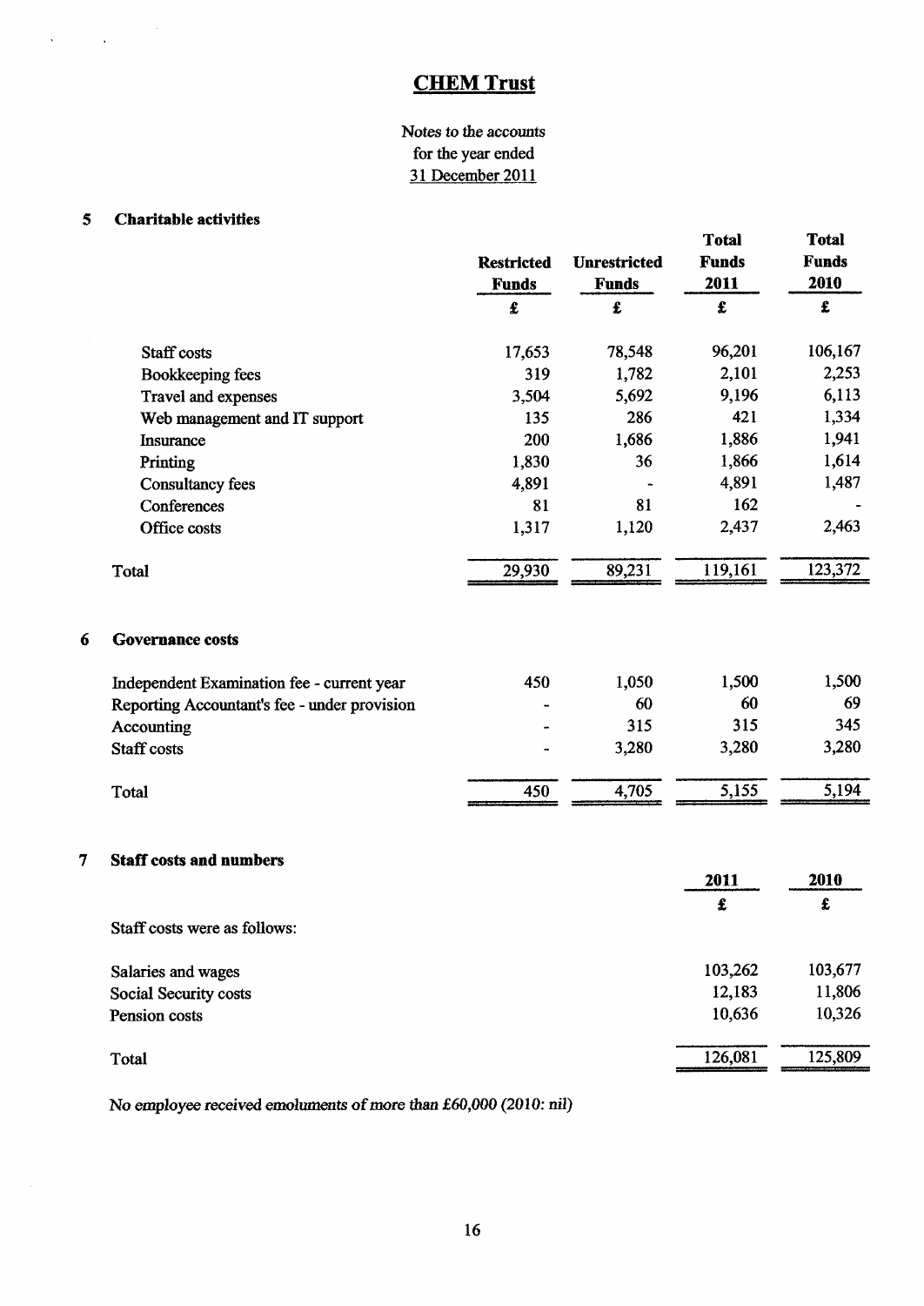# CHEM Trust

Notes to the accounts
for the year ended
31 December 2011

## 5 Charitable activities

| | Restricted Funds | Unrestricted Funds | Total Funds 2011 | Total Funds 2010 |
|---|---|---|---|---|
| | £ | £ | £ | £ |
| Staff costs | 17,653 | 78,548 | 96,201 | 106,167 |
| Bookkeeping fees | 319 | 1,782 | 2,101 | 2,253 |
| Travel and expenses | 3,504 | 5,692 | 9,196 | 6,113 |
| Web management and IT support | 135 | 286 | 421 | 1,334 |
| Insurance | 200 | 1,686 | 1,886 | 1,941 |
| Printing | 1,830 | 36 | 1,866 | 1,614 |
| Consultancy fees | 4,891 | - | 4,891 | 1,487 |
| Conferences | 81 | 81 | 162 | - |
| Office costs | 1,317 | 1,120 | 2,437 | 2,463 |
| Total | 29,930 | 89,231 | 119,161 | 123,372 |

## 6 Governance costs

| | Restricted Funds | Unrestricted Funds | Total Funds 2011 | Total Funds 2010 |
|---|---|---|---|---|
| Independent Examination fee - current year | 450 | 1,050 | 1,500 | 1,500 |
| Reporting Accountant's fee - under provision | - | 60 | 60 | 69 |
| Accounting | - | 315 | 315 | 345 |
| Staff costs | - | 3,280 | 3,280 | 3,280 |
| Total | 450 | 4,705 | 5,155 | 5,194 |

## 7 Staff costs and numbers

| | 2011 | 2010 |
|---|---|---|
| | £ | £ |
| Staff costs were as follows: | | |
| Salaries and wages | 103,262 | 103,677 |
| Social Security costs | 12,183 | 11,806 |
| Pension costs | 10,636 | 10,326 |
| Total | 126,081 | 125,809 |

*No employee received emoluments of more than £60,000 (2010: nil)*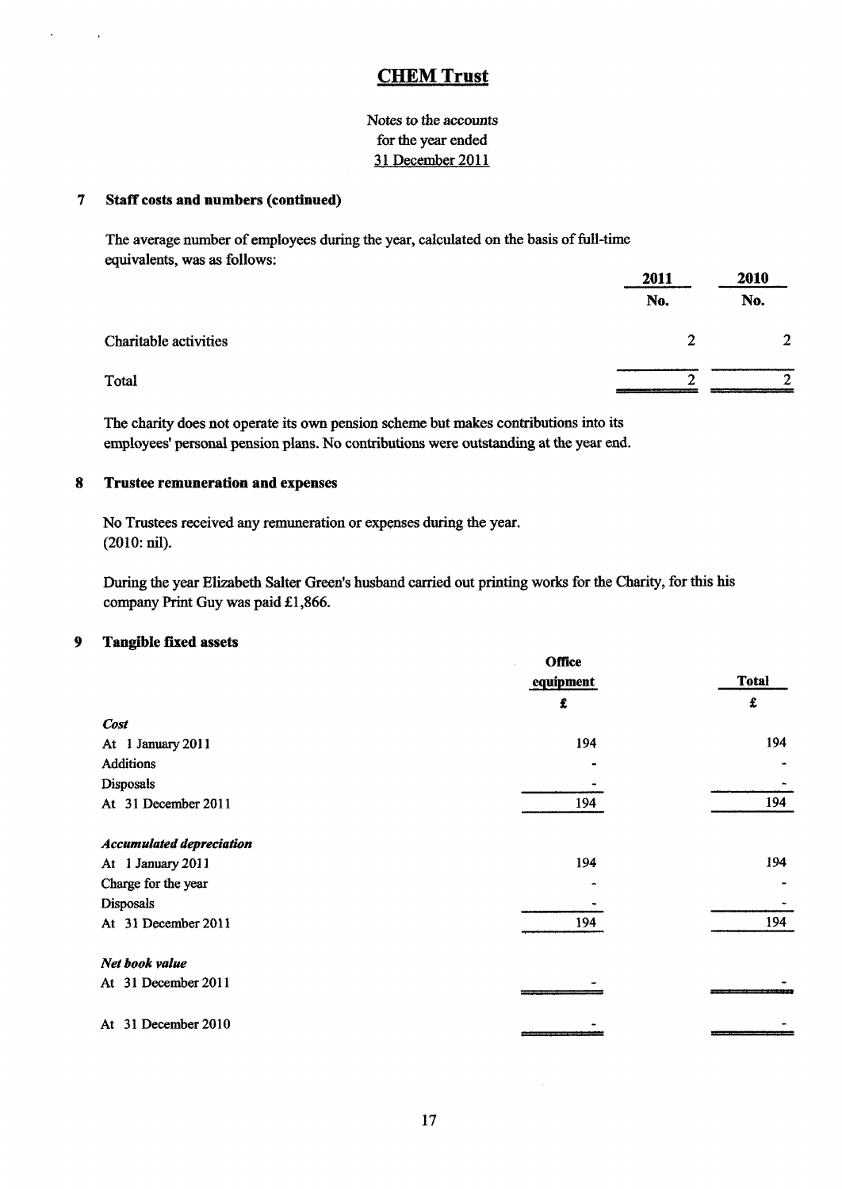# CHEM Trust

Notes to the accounts
for the year ended
31 December 2011

## 7 Staff costs and numbers (continued)

The average number of employees during the year, calculated on the basis of full-time equivalents, was as follows:

| | 2011 | 2010 |
|---|---|---|
| | No. | No. |
| Charitable activities | 2 | 2 |
| Total | 2 | 2 |

The charity does not operate its own pension scheme but makes contributions into its employees' personal pension plans. No contributions were outstanding at the year end.

## 8 Trustee remuneration and expenses

No Trustees received any remuneration or expenses during the year.
(2010: nil).

During the year Elizabeth Salter Green's husband carried out printing works for the Charity, for this his company Print Guy was paid £1,866.

## 9 Tangible fixed assets

| | Office equipment | Total |
|---|---|---|
| | £ | £ |
| ***Cost*** | | |
| At 1 January 2011 | 194 | 194 |
| Additions | - | - |
| Disposals | - | - |
| At 31 December 2011 | 194 | 194 |
| ***Accumulated depreciation*** | | |
| At 1 January 2011 | 194 | 194 |
| Charge for the year | - | - |
| Disposals | - | - |
| At 31 December 2011 | 194 | 194 |
| ***Net book value*** | | |
| At 31 December 2011 | - | - |
| At 31 December 2010 | - | - |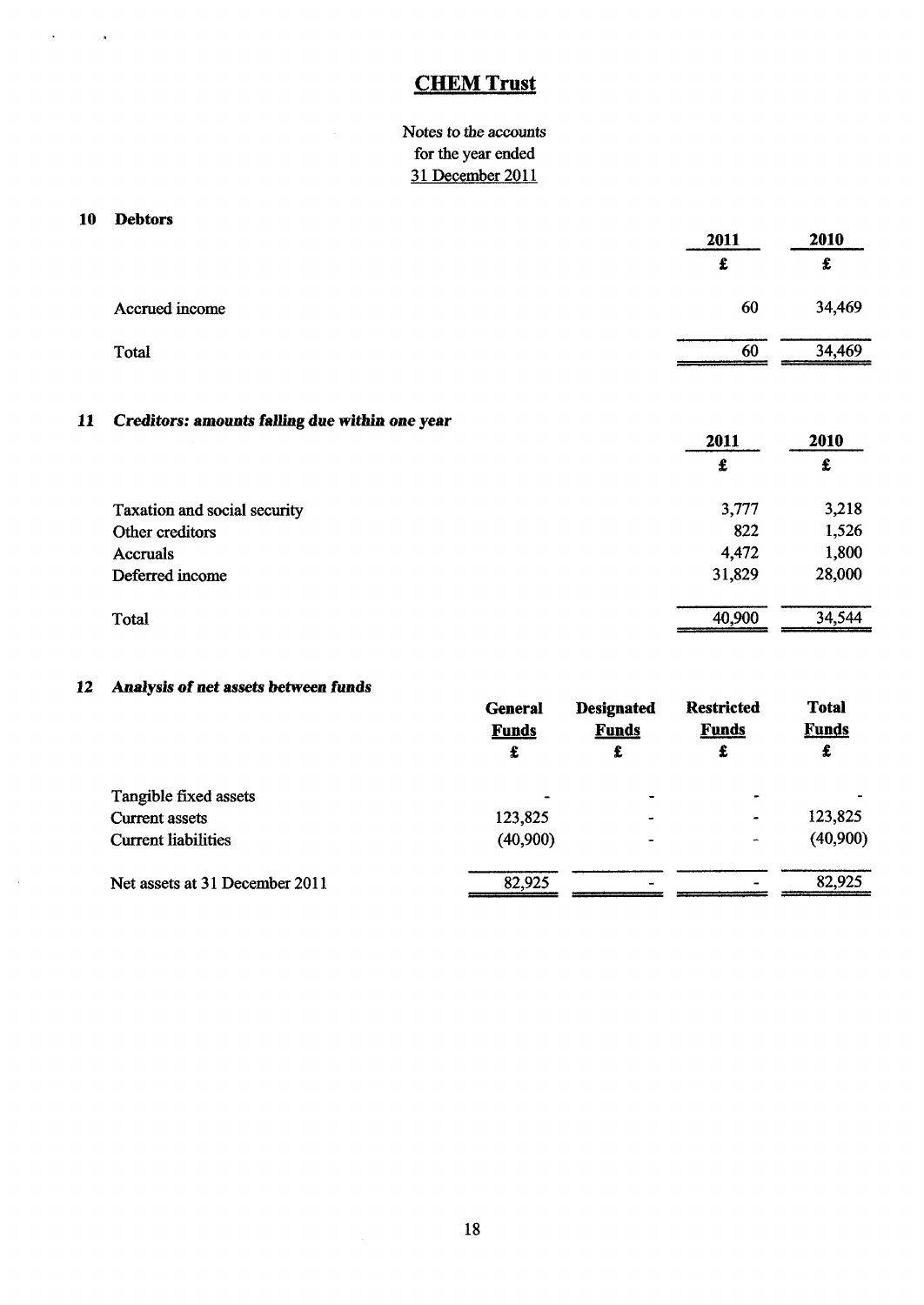# CHEM Trust

Notes to the accounts
for the year ended
31 December 2011

## 10 Debtors

| | 2011 | 2010 |
|---|---|---|
| | £ | £ |
| Accrued income | 60 | 34,469 |
| Total | 60 | 34,469 |

## 11 *Creditors: amounts falling due within one year*

| | 2011 | 2010 |
|---|---|---|
| | £ | £ |
| Taxation and social security | 3,777 | 3,218 |
| Other creditors | 822 | 1,526 |
| Accruals | 4,472 | 1,800 |
| Deferred income | 31,829 | 28,000 |
| Total | 40,900 | 34,544 |

## 12 *Analysis of net assets between funds*

| | General Funds | Designated Funds | Restricted Funds | Total Funds |
|---|---|---|---|---|
| | £ | £ | £ | £ |
| Tangible fixed assets | - | - | - | - |
| Current assets | 123,825 | - | - | 123,825 |
| Current liabilities | (40,900) | - | - | (40,900) |
| Net assets at 31 December 2011 | 82,925 | - | - | 82,925 |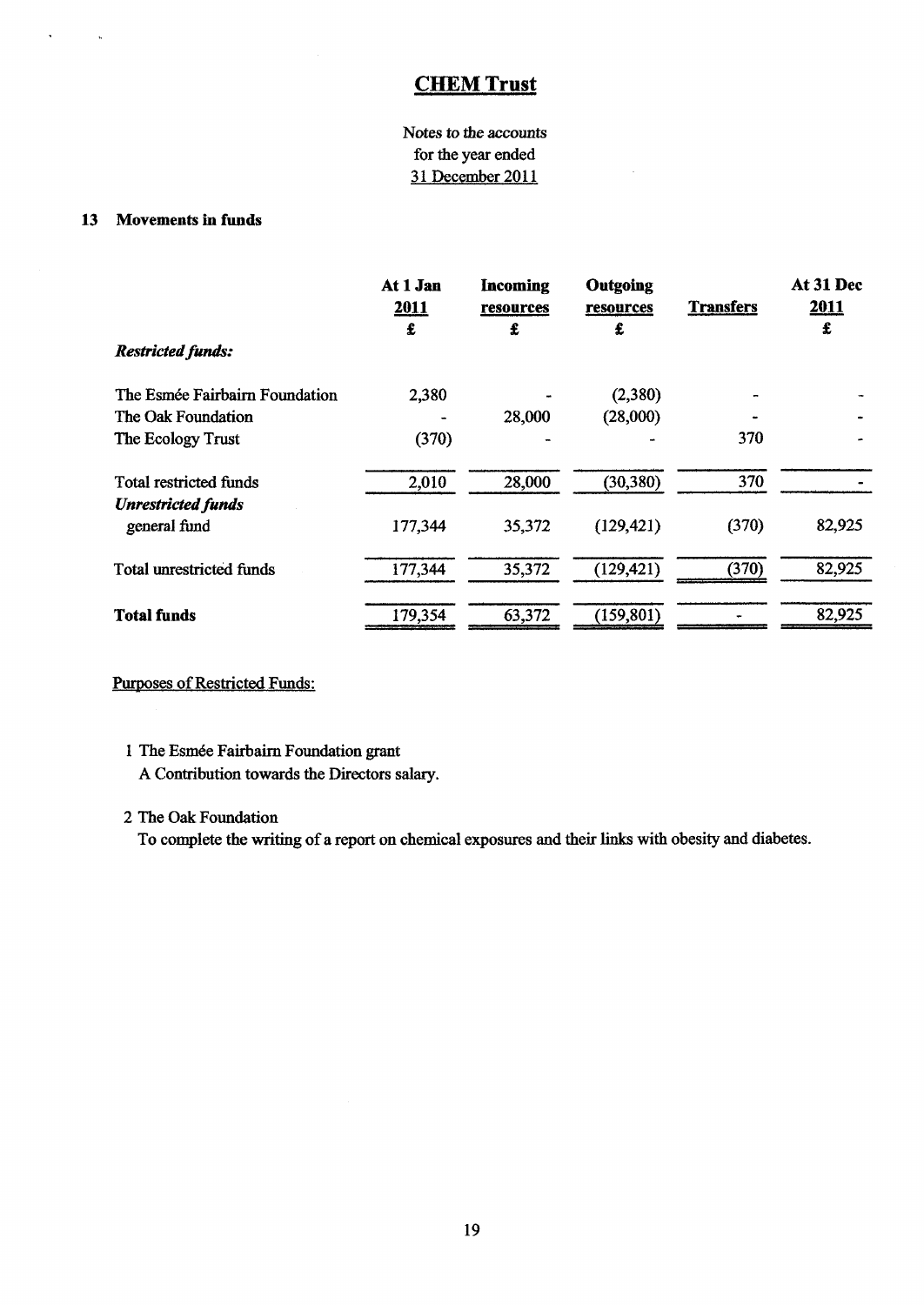# CHEM Trust

Notes to the accounts
for the year ended
31 December 2011

## 13 Movements in funds

| | At 1 Jan 2011 £ | Incoming resources £ | Outgoing resources £ | Transfers | At 31 Dec 2011 £ |
|---|---|---|---|---|---|
| ***Restricted funds:*** | | | | | |
| The Esmée Fairbairn Foundation | 2,380 | - | (2,380) | - | - |
| The Oak Foundation | - | 28,000 | (28,000) | - | - |
| The Ecology Trust | (370) | - | - | 370 | - |
| Total restricted funds | 2,010 | 28,000 | (30,380) | 370 | - |
| ***Unrestricted funds*** | | | | | |
| general fund | 177,344 | 35,372 | (129,421) | (370) | 82,925 |
| Total unrestricted funds | 177,344 | 35,372 | (129,421) | (370) | 82,925 |
| **Total funds** | 179,354 | 63,372 | (159,801) | - | 82,925 |

Purposes of Restricted Funds:

1 The Esmée Fairbairn Foundation grant
A Contribution towards the Directors salary.

2 The Oak Foundation
To complete the writing of a report on chemical exposures and their links with obesity and diabetes.